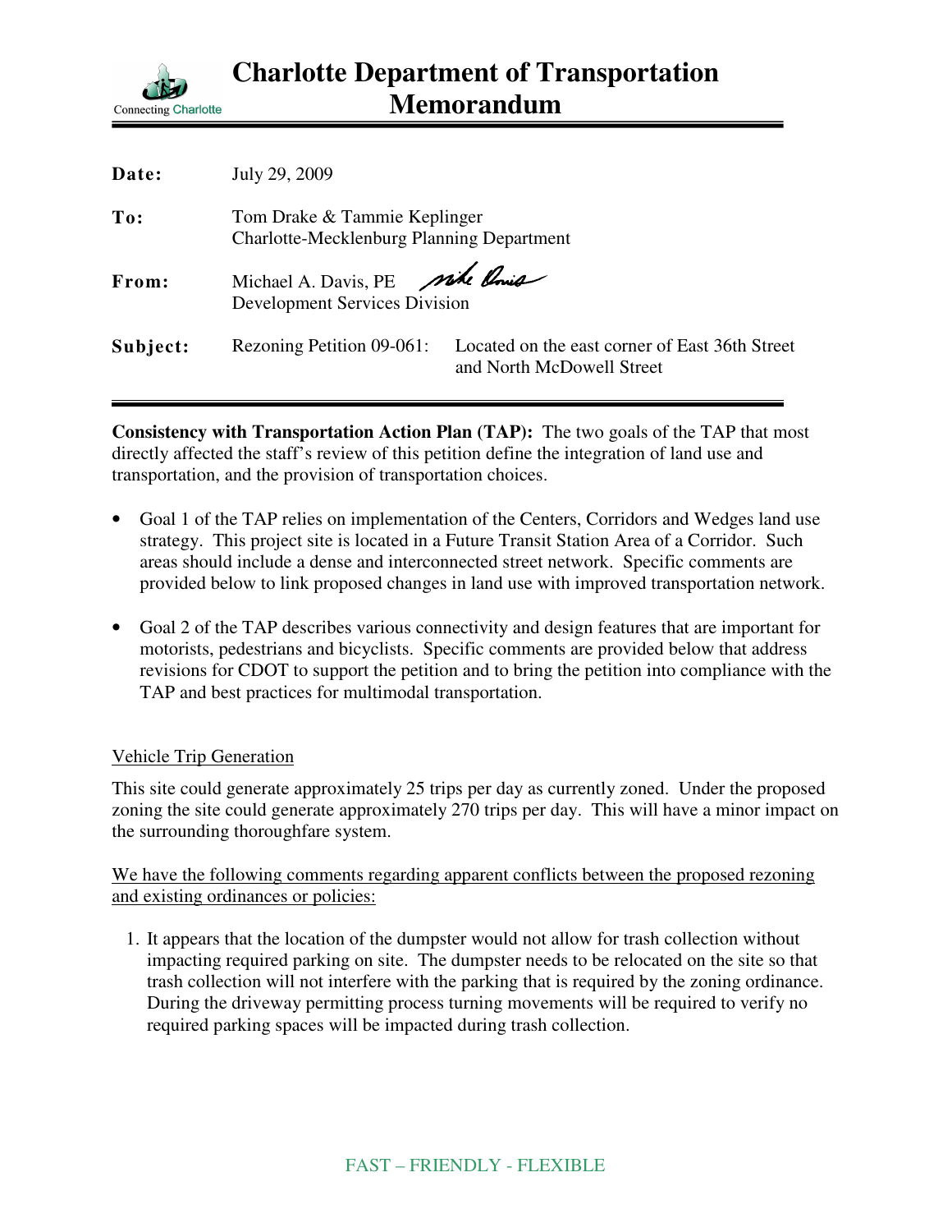# Charlotte Department of Transportation Memorandum

Connecting Charlotte

| | |
|---|---|
| **Date:** | July 29, 2009 |
| **To:** | Tom Drake & Tammie Keplinger<br>Charlotte-Mecklenburg Planning Department |
| **From:** | Michael A. Davis, PE<br>Development Services Division |
| **Subject:** | Rezoning Petition 09-061: Located on the east corner of East 36th Street and North McDowell Street |

**Consistency with Transportation Action Plan (TAP):** The two goals of the TAP that most directly affected the staff's review of this petition define the integration of land use and transportation, and the provision of transportation choices.

- Goal 1 of the TAP relies on implementation of the Centers, Corridors and Wedges land use strategy. This project site is located in a Future Transit Station Area of a Corridor. Such areas should include a dense and interconnected street network. Specific comments are provided below to link proposed changes in land use with improved transportation network.
- Goal 2 of the TAP describes various connectivity and design features that are important for motorists, pedestrians and bicyclists. Specific comments are provided below that address revisions for CDOT to support the petition and to bring the petition into compliance with the TAP and best practices for multimodal transportation.

Vehicle Trip Generation

This site could generate approximately 25 trips per day as currently zoned. Under the proposed zoning the site could generate approximately 270 trips per day. This will have a minor impact on the surrounding thoroughfare system.

We have the following comments regarding apparent conflicts between the proposed rezoning and existing ordinances or policies:

1. It appears that the location of the dumpster would not allow for trash collection without impacting required parking on site. The dumpster needs to be relocated on the site so that trash collection will not interfere with the parking that is required by the zoning ordinance. During the driveway permitting process turning movements will be required to verify no required parking spaces will be impacted during trash collection.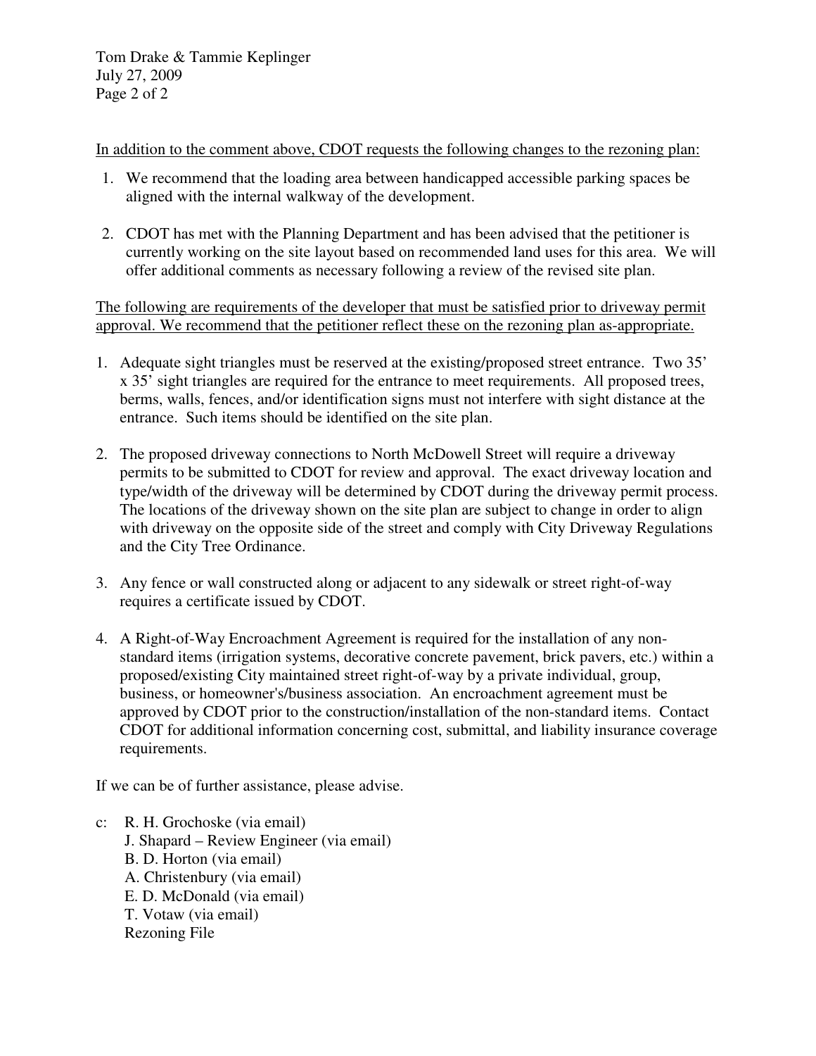<u>In addition to the comment above, CDOT requests the following changes to the rezoning plan:</u>

1. We recommend that the loading area between handicapped accessible parking spaces be aligned with the internal walkway of the development.

2. CDOT has met with the Planning Department and has been advised that the petitioner is currently working on the site layout based on recommended land uses for this area. We will offer additional comments as necessary following a review of the revised site plan.

<u>The following are requirements of the developer that must be satisfied prior to driveway permit approval. We recommend that the petitioner reflect these on the rezoning plan as-appropriate.</u>

1. Adequate sight triangles must be reserved at the existing/proposed street entrance. Two 35' x 35' sight triangles are required for the entrance to meet requirements. All proposed trees, berms, walls, fences, and/or identification signs must not interfere with sight distance at the entrance. Such items should be identified on the site plan.

2. The proposed driveway connections to North McDowell Street will require a driveway permits to be submitted to CDOT for review and approval. The exact driveway location and type/width of the driveway will be determined by CDOT during the driveway permit process. The locations of the driveway shown on the site plan are subject to change in order to align with driveway on the opposite side of the street and comply with City Driveway Regulations and the City Tree Ordinance.

3. Any fence or wall constructed along or adjacent to any sidewalk or street right-of-way requires a certificate issued by CDOT.

4. A Right-of-Way Encroachment Agreement is required for the installation of any non-standard items (irrigation systems, decorative concrete pavement, brick pavers, etc.) within a proposed/existing City maintained street right-of-way by a private individual, group, business, or homeowner's/business association. An encroachment agreement must be approved by CDOT prior to the construction/installation of the non-standard items. Contact CDOT for additional information concerning cost, submittal, and liability insurance coverage requirements.

If we can be of further assistance, please advise.

c: R. H. Grochoske (via email)
J. Shapard – Review Engineer (via email)
B. D. Horton (via email)
A. Christenbury (via email)
E. D. McDonald (via email)
T. Votaw (via email)
Rezoning File